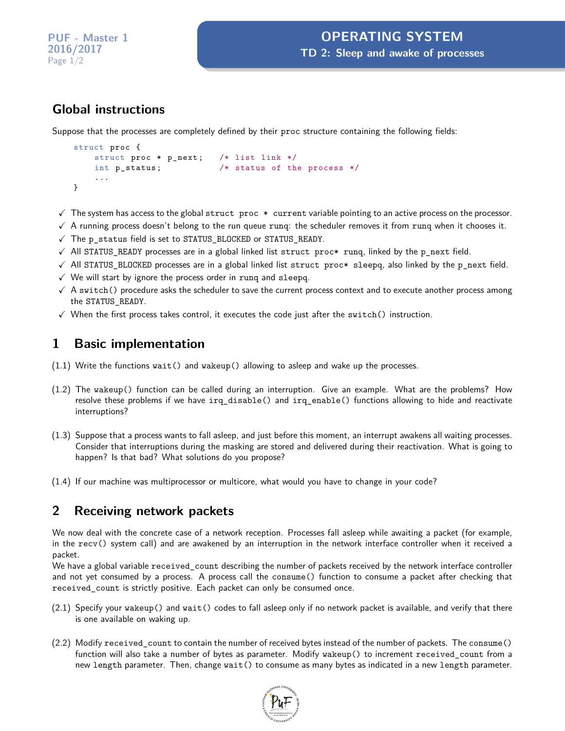PUF - Master 1
2016/2017

# OPERATING SYSTEM

## TD 2: Sleep and awake of processes

## Global instructions

Suppose that the processes are completely defined by their `proc` structure containing the following fields:

```
struct proc {
    struct proc * p_next;    /* list link */
    int p_status;            /* status of the process */
    ...
}
```

- ✓ The system has access to the global `struct proc * current` variable pointing to an active process on the processor.
- ✓ A running process doesn't belong to the run queue `runq`: the scheduler removes it from `runq` when it chooses it.
- ✓ The `p_status` field is set to `STATUS_BLOCKED` or `STATUS_READY`.
- ✓ All `STATUS_READY` processes are in a global linked list `struct proc* runq`, linked by the `p_next` field.
- ✓ All `STATUS_BLOCKED` processes are in a global linked list `struct proc* sleepq`, also linked by the `p_next` field.
- ✓ We will start by ignore the process order in `runq` and `sleepq`.
- ✓ A `switch()` procedure asks the scheduler to save the current process context and to execute another process among the `STATUS_READY`.
- ✓ When the first process takes control, it executes the code just after the `switch()` instruction.

## 1 Basic implementation

(1.1) Write the functions `wait()` and `wakeup()` allowing to asleep and wake up the processes.

(1.2) The `wakeup()` function can be called during an interruption. Give an example. What are the problems? How resolve these problems if we have `irq_disable()` and `irq_enable()` functions allowing to hide and reactivate interruptions?

(1.3) Suppose that a process wants to fall asleep, and just before this moment, an interrupt awakens all waiting processes. Consider that interruptions during the masking are stored and delivered during their reactivation. What is going to happen? Is that bad? What solutions do you propose?

(1.4) If our machine was multiprocessor or multicore, what would you have to change in your code?

## 2 Receiving network packets

We now deal with the concrete case of a network reception. Processes fall asleep while awaiting a packet (for example, in the `recv()` system call) and are awakened by an interruption in the network interface controller when it received a packet.

We have a global variable `received_count` describing the number of packets received by the network interface controller and not yet consumed by a process. A process call the `consume()` function to consume a packet after checking that `received_count` is strictly positive. Each packet can only be consumed once.

(2.1) Specify your `wakeup()` and `wait()` codes to fall asleep only if no network packet is available, and verify that there is one available on waking up.

(2.2) Modify `received_count` to contain the number of received bytes instead of the number of packets. The `consume()` function will also take a number of bytes as parameter. Modify `wakeup()` to increment `received_count` from a new `length` parameter. Then, change `wait()` to consume as many bytes as indicated in a new `length` parameter.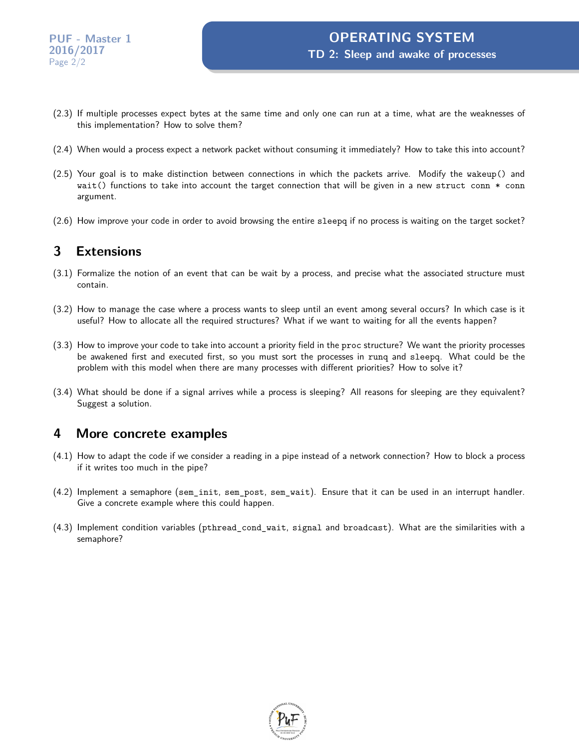(2.3) If multiple processes expect bytes at the same time and only one can run at a time, what are the weaknesses of this implementation? How to solve them?

(2.4) When would a process expect a network packet without consuming it immediately? How to take this into account?

(2.5) Your goal is to make distinction between connections in which the packets arrive. Modify the `wakeup()` and `wait()` functions to take into account the target connection that will be given in a new `struct conn * conn` argument.

(2.6) How improve your code in order to avoid browsing the entire `sleepq` if no process is waiting on the target socket?

## 3 Extensions

(3.1) Formalize the notion of an event that can be wait by a process, and precise what the associated structure must contain.

(3.2) How to manage the case where a process wants to sleep until an event among several occurs? In which case is it useful? How to allocate all the required structures? What if we want to waiting for all the events happen?

(3.3) How to improve your code to take into account a priority field in the `proc` structure? We want the priority processes be awakened first and executed first, so you must sort the processes in `runq` and `sleepq`. What could be the problem with this model when there are many processes with different priorities? How to solve it?

(3.4) What should be done if a signal arrives while a process is sleeping? All reasons for sleeping are they equivalent? Suggest a solution.

## 4 More concrete examples

(4.1) How to adapt the code if we consider a reading in a pipe instead of a network connection? How to block a process if it writes too much in the pipe?

(4.2) Implement a semaphore (`sem_init`, `sem_post`, `sem_wait`). Ensure that it can be used in an interrupt handler. Give a concrete example where this could happen.

(4.3) Implement condition variables (`pthread_cond_wait`, `signal` and `broadcast`). What are the similarities with a semaphore?